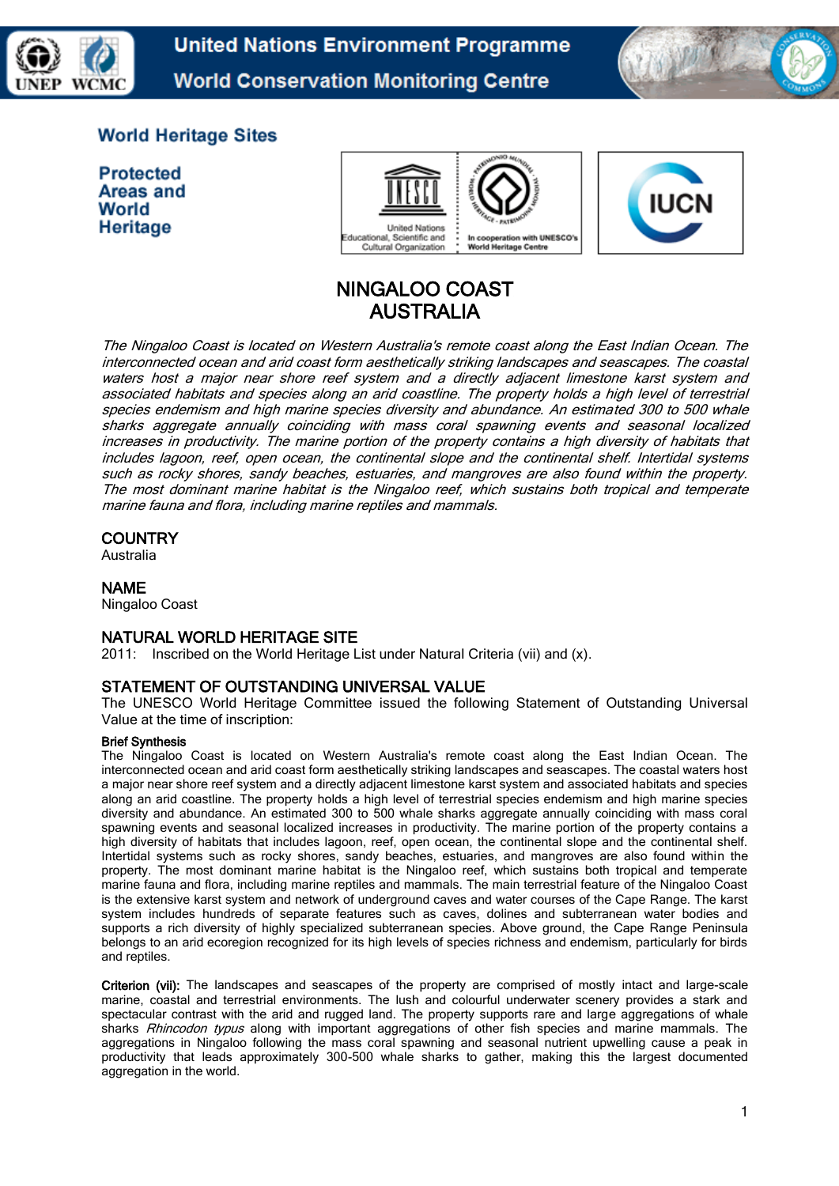United Nations Environment Programme
World Conservation Monitoring Centre

World Heritage Sites

Protected Areas and World Heritage

# NINGALOO COAST AUSTRALIA

*The Ningaloo Coast is located on Western Australia's remote coast along the East Indian Ocean. The interconnected ocean and arid coast form aesthetically striking landscapes and seascapes. The coastal waters host a major near shore reef system and a directly adjacent limestone karst system and associated habitats and species along an arid coastline. The property holds a high level of terrestrial species endemism and high marine species diversity and abundance. An estimated 300 to 500 whale sharks aggregate annually coinciding with mass coral spawning events and seasonal localized increases in productivity. The marine portion of the property contains a high diversity of habitats that includes lagoon, reef, open ocean, the continental slope and the continental shelf. Intertidal systems such as rocky shores, sandy beaches, estuaries, and mangroves are also found within the property. The most dominant marine habitat is the Ningaloo reef, which sustains both tropical and temperate marine fauna and flora, including marine reptiles and mammals.*

## COUNTRY

Australia

## NAME

Ningaloo Coast

## NATURAL WORLD HERITAGE SITE

2011: Inscribed on the World Heritage List under Natural Criteria (vii) and (x).

## STATEMENT OF OUTSTANDING UNIVERSAL VALUE

The UNESCO World Heritage Committee issued the following Statement of Outstanding Universal Value at the time of inscription:

**Brief Synthesis**

The Ningaloo Coast is located on Western Australia's remote coast along the East Indian Ocean. The interconnected ocean and arid coast form aesthetically striking landscapes and seascapes. The coastal waters host a major near shore reef system and a directly adjacent limestone karst system and associated habitats and species along an arid coastline. The property holds a high level of terrestrial species endemism and high marine species diversity and abundance. An estimated 300 to 500 whale sharks aggregate annually coinciding with mass coral spawning events and seasonal localized increases in productivity. The marine portion of the property contains a high diversity of habitats that includes lagoon, reef, open ocean, the continental slope and the continental shelf. Intertidal systems such as rocky shores, sandy beaches, estuaries, and mangroves are also found within the property. The most dominant marine habitat is the Ningaloo reef, which sustains both tropical and temperate marine fauna and flora, including marine reptiles and mammals. The main terrestrial feature of the Ningaloo Coast is the extensive karst system and network of underground caves and water courses of the Cape Range. The karst system includes hundreds of separate features such as caves, dolines and subterranean water bodies and supports a rich diversity of highly specialized subterranean species. Above ground, the Cape Range Peninsula belongs to an arid ecoregion recognized for its high levels of species richness and endemism, particularly for birds and reptiles.

**Criterion (vii):** The landscapes and seascapes of the property are comprised of mostly intact and large-scale marine, coastal and terrestrial environments. The lush and colourful underwater scenery provides a stark and spectacular contrast with the arid and rugged land. The property supports rare and large aggregations of whale sharks *Rhincodon typus* along with important aggregations of other fish species and marine mammals. The aggregations in Ningaloo following the mass coral spawning and seasonal nutrient upwelling cause a peak in productivity that leads approximately 300-500 whale sharks to gather, making this the largest documented aggregation in the world.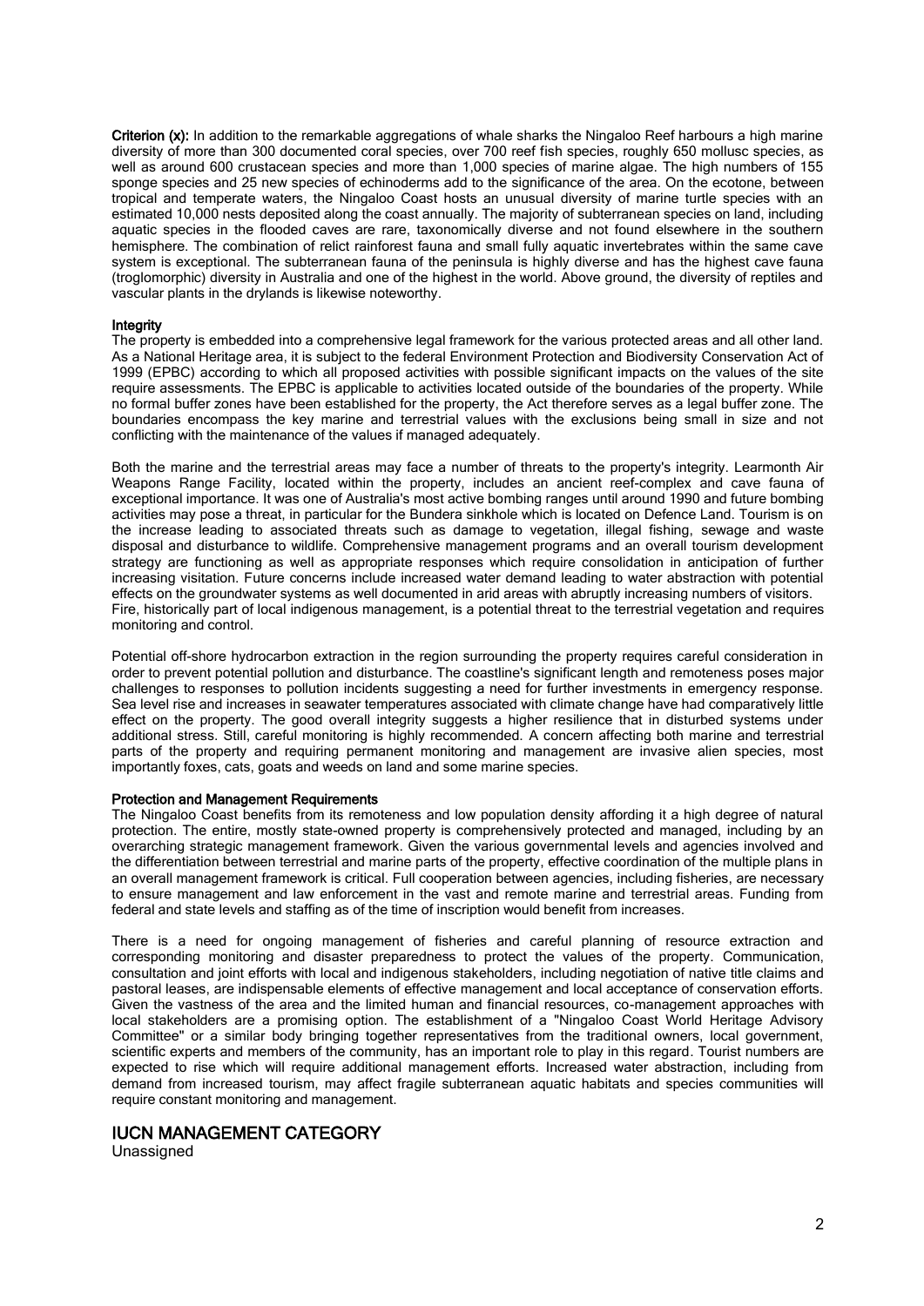**Criterion (x):** In addition to the remarkable aggregations of whale sharks the Ningaloo Reef harbours a high marine diversity of more than 300 documented coral species, over 700 reef fish species, roughly 650 mollusc species, as well as around 600 crustacean species and more than 1,000 species of marine algae. The high numbers of 155 sponge species and 25 new species of echinoderms add to the significance of the area. On the ecotone, between tropical and temperate waters, the Ningaloo Coast hosts an unusual diversity of marine turtle species with an estimated 10,000 nests deposited along the coast annually. The majority of subterranean species on land, including aquatic species in the flooded caves are rare, taxonomically diverse and not found elsewhere in the southern hemisphere. The combination of relict rainforest fauna and small fully aquatic invertebrates within the same cave system is exceptional. The subterranean fauna of the peninsula is highly diverse and has the highest cave fauna (troglomorphic) diversity in Australia and one of the highest in the world. Above ground, the diversity of reptiles and vascular plants in the drylands is likewise noteworthy.

**Integrity**

The property is embedded into a comprehensive legal framework for the various protected areas and all other land. As a National Heritage area, it is subject to the federal Environment Protection and Biodiversity Conservation Act of 1999 (EPBC) according to which all proposed activities with possible significant impacts on the values of the site require assessments. The EPBC is applicable to activities located outside of the boundaries of the property. While no formal buffer zones have been established for the property, the Act therefore serves as a legal buffer zone. The boundaries encompass the key marine and terrestrial values with the exclusions being small in size and not conflicting with the maintenance of the values if managed adequately.

Both the marine and the terrestrial areas may face a number of threats to the property's integrity. Learmonth Air Weapons Range Facility, located within the property, includes an ancient reef-complex and cave fauna of exceptional importance. It was one of Australia's most active bombing ranges until around 1990 and future bombing activities may pose a threat, in particular for the Bundera sinkhole which is located on Defence Land. Tourism is on the increase leading to associated threats such as damage to vegetation, illegal fishing, sewage and waste disposal and disturbance to wildlife. Comprehensive management programs and an overall tourism development strategy are functioning as well as appropriate responses which require consolidation in anticipation of further increasing visitation. Future concerns include increased water demand leading to water abstraction with potential effects on the groundwater systems as well documented in arid areas with abruptly increasing numbers of visitors. Fire, historically part of local indigenous management, is a potential threat to the terrestrial vegetation and requires monitoring and control.

Potential off-shore hydrocarbon extraction in the region surrounding the property requires careful consideration in order to prevent potential pollution and disturbance. The coastline's significant length and remoteness poses major challenges to responses to pollution incidents suggesting a need for further investments in emergency response. Sea level rise and increases in seawater temperatures associated with climate change have had comparatively little effect on the property. The good overall integrity suggests a higher resilience that in disturbed systems under additional stress. Still, careful monitoring is highly recommended. A concern affecting both marine and terrestrial parts of the property and requiring permanent monitoring and management are invasive alien species, most importantly foxes, cats, goats and weeds on land and some marine species.

**Protection and Management Requirements**

The Ningaloo Coast benefits from its remoteness and low population density affording it a high degree of natural protection. The entire, mostly state-owned property is comprehensively protected and managed, including by an overarching strategic management framework. Given the various governmental levels and agencies involved and the differentiation between terrestrial and marine parts of the property, effective coordination of the multiple plans in an overall management framework is critical. Full cooperation between agencies, including fisheries, are necessary to ensure management and law enforcement in the vast and remote marine and terrestrial areas. Funding from federal and state levels and staffing as of the time of inscription would benefit from increases.

There is a need for ongoing management of fisheries and careful planning of resource extraction and corresponding monitoring and disaster preparedness to protect the values of the property. Communication, consultation and joint efforts with local and indigenous stakeholders, including negotiation of native title claims and pastoral leases, are indispensable elements of effective management and local acceptance of conservation efforts. Given the vastness of the area and the limited human and financial resources, co-management approaches with local stakeholders are a promising option. The establishment of a "Ningaloo Coast World Heritage Advisory Committee" or a similar body bringing together representatives from the traditional owners, local government, scientific experts and members of the community, has an important role to play in this regard. Tourist numbers are expected to rise which will require additional management efforts. Increased water abstraction, including from demand from increased tourism, may affect fragile subterranean aquatic habitats and species communities will require constant monitoring and management.

## IUCN MANAGEMENT CATEGORY

Unassigned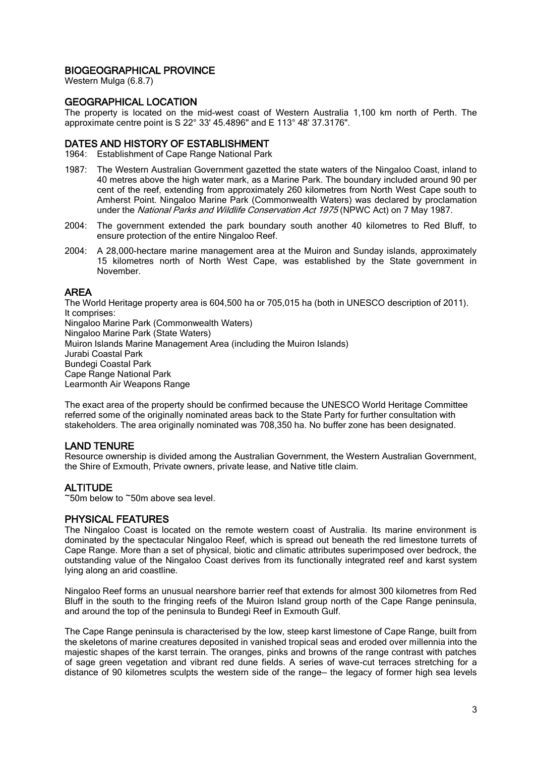## BIOGEOGRAPHICAL PROVINCE

Western Mulga (6.8.7)

## GEOGRAPHICAL LOCATION

The property is located on the mid-west coast of Western Australia 1,100 km north of Perth. The approximate centre point is S 22° 33' 45.4896" and E 113° 48' 37.3176".

## DATES AND HISTORY OF ESTABLISHMENT

1964: Establishment of Cape Range National Park

1987: The Western Australian Government gazetted the state waters of the Ningaloo Coast, inland to 40 metres above the high water mark, as a Marine Park. The boundary included around 90 per cent of the reef, extending from approximately 260 kilometres from North West Cape south to Amherst Point. Ningaloo Marine Park (Commonwealth Waters) was declared by proclamation under the *National Parks and Wildlife Conservation Act 1975* (NPWC Act) on 7 May 1987.

2004: The government extended the park boundary south another 40 kilometres to Red Bluff, to ensure protection of the entire Ningaloo Reef.

2004: A 28,000-hectare marine management area at the Muiron and Sunday islands, approximately 15 kilometres north of North West Cape, was established by the State government in November.

## AREA

The World Heritage property area is 604,500 ha or 705,015 ha (both in UNESCO description of 2011). It comprises:

Ningaloo Marine Park (Commonwealth Waters)
Ningaloo Marine Park (State Waters)
Muiron Islands Marine Management Area (including the Muiron Islands)
Jurabi Coastal Park
Bundegi Coastal Park
Cape Range National Park
Learmonth Air Weapons Range

The exact area of the property should be confirmed because the UNESCO World Heritage Committee referred some of the originally nominated areas back to the State Party for further consultation with stakeholders. The area originally nominated was 708,350 ha. No buffer zone has been designated.

## LAND TENURE

Resource ownership is divided among the Australian Government, the Western Australian Government, the Shire of Exmouth, Private owners, private lease, and Native title claim.

## ALTITUDE

~50m below to ~50m above sea level.

## PHYSICAL FEATURES

The Ningaloo Coast is located on the remote western coast of Australia. Its marine environment is dominated by the spectacular Ningaloo Reef, which is spread out beneath the red limestone turrets of Cape Range. More than a set of physical, biotic and climatic attributes superimposed over bedrock, the outstanding value of the Ningaloo Coast derives from its functionally integrated reef and karst system lying along an arid coastline.

Ningaloo Reef forms an unusual nearshore barrier reef that extends for almost 300 kilometres from Red Bluff in the south to the fringing reefs of the Muiron Island group north of the Cape Range peninsula, and around the top of the peninsula to Bundegi Reef in Exmouth Gulf.

The Cape Range peninsula is characterised by the low, steep karst limestone of Cape Range, built from the skeletons of marine creatures deposited in vanished tropical seas and eroded over millennia into the majestic shapes of the karst terrain. The oranges, pinks and browns of the range contrast with patches of sage green vegetation and vibrant red dune fields. A series of wave-cut terraces stretching for a distance of 90 kilometres sculpts the western side of the range– the legacy of former high sea levels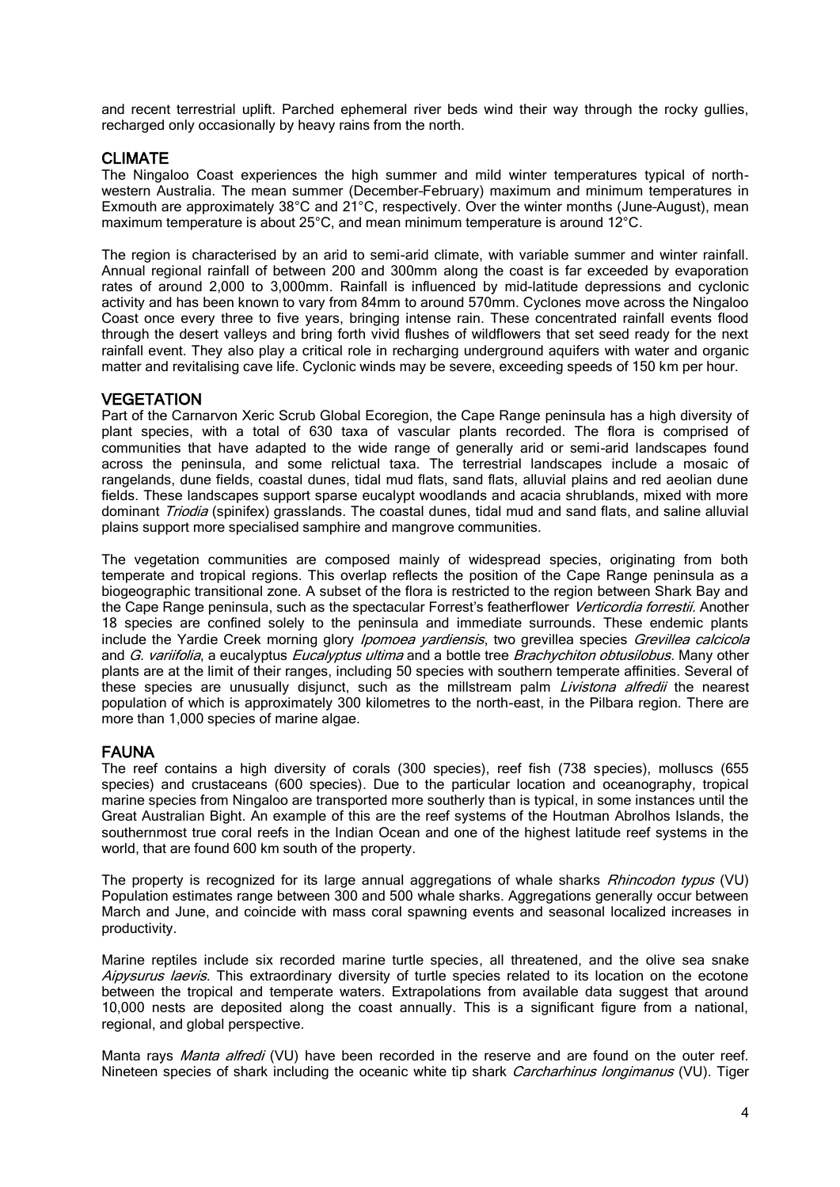and recent terrestrial uplift. Parched ephemeral river beds wind their way through the rocky gullies, recharged only occasionally by heavy rains from the north.

## CLIMATE

The Ningaloo Coast experiences the high summer and mild winter temperatures typical of north-western Australia. The mean summer (December-February) maximum and minimum temperatures in Exmouth are approximately 38°C and 21°C, respectively. Over the winter months (June-August), mean maximum temperature is about 25°C, and mean minimum temperature is around 12°C.

The region is characterised by an arid to semi-arid climate, with variable summer and winter rainfall. Annual regional rainfall of between 200 and 300mm along the coast is far exceeded by evaporation rates of around 2,000 to 3,000mm. Rainfall is influenced by mid-latitude depressions and cyclonic activity and has been known to vary from 84mm to around 570mm. Cyclones move across the Ningaloo Coast once every three to five years, bringing intense rain. These concentrated rainfall events flood through the desert valleys and bring forth vivid flushes of wildflowers that set seed ready for the next rainfall event. They also play a critical role in recharging underground aquifers with water and organic matter and revitalising cave life. Cyclonic winds may be severe, exceeding speeds of 150 km per hour.

## VEGETATION

Part of the Carnarvon Xeric Scrub Global Ecoregion, the Cape Range peninsula has a high diversity of plant species, with a total of 630 taxa of vascular plants recorded. The flora is comprised of communities that have adapted to the wide range of generally arid or semi-arid landscapes found across the peninsula, and some relictual taxa. The terrestrial landscapes include a mosaic of rangelands, dune fields, coastal dunes, tidal mud flats, sand flats, alluvial plains and red aeolian dune fields. These landscapes support sparse eucalypt woodlands and acacia shrublands, mixed with more dominant *Triodia* (spinifex) grasslands. The coastal dunes, tidal mud and sand flats, and saline alluvial plains support more specialised samphire and mangrove communities.

The vegetation communities are composed mainly of widespread species, originating from both temperate and tropical regions. This overlap reflects the position of the Cape Range peninsula as a biogeographic transitional zone. A subset of the flora is restricted to the region between Shark Bay and the Cape Range peninsula, such as the spectacular Forrest's featherflower *Verticordia forrestii*. Another 18 species are confined solely to the peninsula and immediate surrounds. These endemic plants include the Yardie Creek morning glory *Ipomoea yardiensis*, two grevillea species *Grevillea calcicola* and *G. variifolia*, a eucalyptus *Eucalyptus ultima* and a bottle tree *Brachychiton obtusilobus*. Many other plants are at the limit of their ranges, including 50 species with southern temperate affinities. Several of these species are unusually disjunct, such as the millstream palm *Livistona alfredii* the nearest population of which is approximately 300 kilometres to the north-east, in the Pilbara region. There are more than 1,000 species of marine algae.

## FAUNA

The reef contains a high diversity of corals (300 species), reef fish (738 species), molluscs (655 species) and crustaceans (600 species). Due to the particular location and oceanography, tropical marine species from Ningaloo are transported more southerly than is typical, in some instances until the Great Australian Bight. An example of this are the reef systems of the Houtman Abrolhos Islands, the southernmost true coral reefs in the Indian Ocean and one of the highest latitude reef systems in the world, that are found 600 km south of the property.

The property is recognized for its large annual aggregations of whale sharks *Rhincodon typus* (VU) Population estimates range between 300 and 500 whale sharks. Aggregations generally occur between March and June, and coincide with mass coral spawning events and seasonal localized increases in productivity.

Marine reptiles include six recorded marine turtle species, all threatened, and the olive sea snake *Aipysurus laevis*. This extraordinary diversity of turtle species related to its location on the ecotone between the tropical and temperate waters. Extrapolations from available data suggest that around 10,000 nests are deposited along the coast annually. This is a significant figure from a national, regional, and global perspective.

Manta rays *Manta alfredi* (VU) have been recorded in the reserve and are found on the outer reef. Nineteen species of shark including the oceanic white tip shark *Carcharhinus longimanus* (VU). Tiger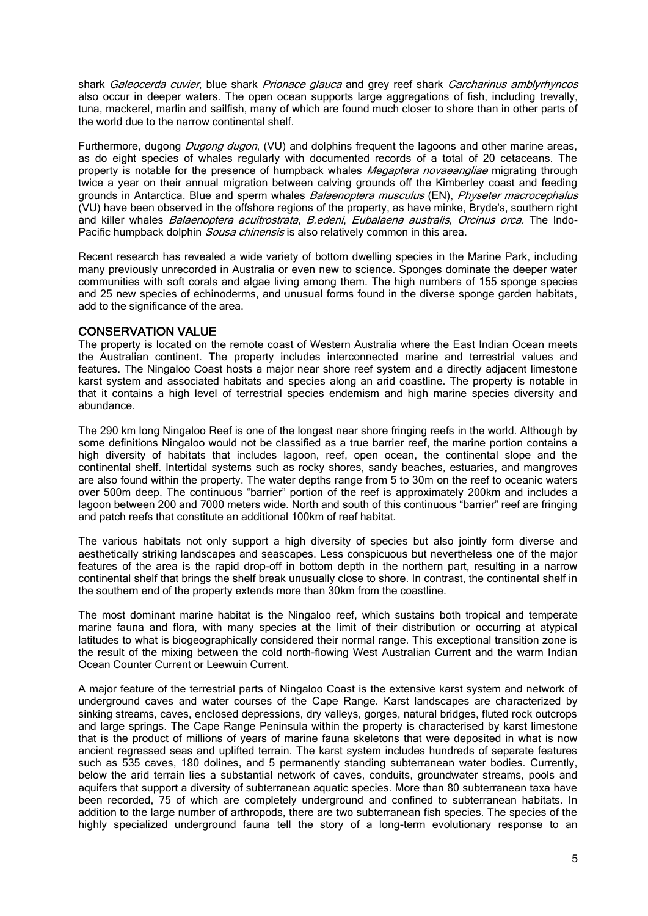shark *Galeocerda cuvier*, blue shark *Prionace glauca* and grey reef shark *Carcharinus amblyrhyncos* also occur in deeper waters. The open ocean supports large aggregations of fish, including trevally, tuna, mackerel, marlin and sailfish, many of which are found much closer to shore than in other parts of the world due to the narrow continental shelf.

Furthermore, dugong *Dugong dugon*, (VU) and dolphins frequent the lagoons and other marine areas, as do eight species of whales regularly with documented records of a total of 20 cetaceans. The property is notable for the presence of humpback whales *Megaptera novaeangliae* migrating through twice a year on their annual migration between calving grounds off the Kimberley coast and feeding grounds in Antarctica. Blue and sperm whales *Balaenoptera musculus* (EN), *Physeter macrocephalus* (VU) have been observed in the offshore regions of the property, as have minke, Bryde's, southern right and killer whales *Balaenoptera acuitrostrata*, *B.edeni*, *Eubalaena australis*, *Orcinus orca*. The Indo-Pacific humpback dolphin *Sousa chinensis* is also relatively common in this area.

Recent research has revealed a wide variety of bottom dwelling species in the Marine Park, including many previously unrecorded in Australia or even new to science. Sponges dominate the deeper water communities with soft corals and algae living among them. The high numbers of 155 sponge species and 25 new species of echinoderms, and unusual forms found in the diverse sponge garden habitats, add to the significance of the area.

## CONSERVATION VALUE

The property is located on the remote coast of Western Australia where the East Indian Ocean meets the Australian continent. The property includes interconnected marine and terrestrial values and features. The Ningaloo Coast hosts a major near shore reef system and a directly adjacent limestone karst system and associated habitats and species along an arid coastline. The property is notable in that it contains a high level of terrestrial species endemism and high marine species diversity and abundance.

The 290 km long Ningaloo Reef is one of the longest near shore fringing reefs in the world. Although by some definitions Ningaloo would not be classified as a true barrier reef, the marine portion contains a high diversity of habitats that includes lagoon, reef, open ocean, the continental slope and the continental shelf. Intertidal systems such as rocky shores, sandy beaches, estuaries, and mangroves are also found within the property. The water depths range from 5 to 30m on the reef to oceanic waters over 500m deep. The continuous "barrier" portion of the reef is approximately 200km and includes a lagoon between 200 and 7000 meters wide. North and south of this continuous "barrier" reef are fringing and patch reefs that constitute an additional 100km of reef habitat.

The various habitats not only support a high diversity of species but also jointly form diverse and aesthetically striking landscapes and seascapes. Less conspicuous but nevertheless one of the major features of the area is the rapid drop-off in bottom depth in the northern part, resulting in a narrow continental shelf that brings the shelf break unusually close to shore. In contrast, the continental shelf in the southern end of the property extends more than 30km from the coastline.

The most dominant marine habitat is the Ningaloo reef, which sustains both tropical and temperate marine fauna and flora, with many species at the limit of their distribution or occurring at atypical latitudes to what is biogeographically considered their normal range. This exceptional transition zone is the result of the mixing between the cold north-flowing West Australian Current and the warm Indian Ocean Counter Current or Leewuin Current.

A major feature of the terrestrial parts of Ningaloo Coast is the extensive karst system and network of underground caves and water courses of the Cape Range. Karst landscapes are characterized by sinking streams, caves, enclosed depressions, dry valleys, gorges, natural bridges, fluted rock outcrops and large springs. The Cape Range Peninsula within the property is characterised by karst limestone that is the product of millions of years of marine fauna skeletons that were deposited in what is now ancient regressed seas and uplifted terrain. The karst system includes hundreds of separate features such as 535 caves, 180 dolines, and 5 permanently standing subterranean water bodies. Currently, below the arid terrain lies a substantial network of caves, conduits, groundwater streams, pools and aquifers that support a diversity of subterranean aquatic species. More than 80 subterranean taxa have been recorded, 75 of which are completely underground and confined to subterranean habitats. In addition to the large number of arthropods, there are two subterranean fish species. The species of the highly specialized underground fauna tell the story of a long-term evolutionary response to an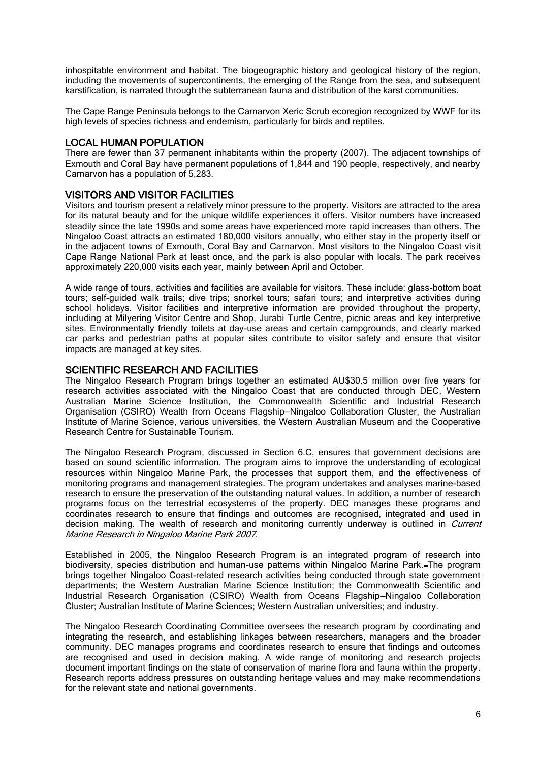inhospitable environment and habitat. The biogeographic history and geological history of the region, including the movements of supercontinents, the emerging of the Range from the sea, and subsequent karstification, is narrated through the subterranean fauna and distribution of the karst communities.

The Cape Range Peninsula belongs to the Carnarvon Xeric Scrub ecoregion recognized by WWF for its high levels of species richness and endemism, particularly for birds and reptiles.

## LOCAL HUMAN POPULATION

There are fewer than 37 permanent inhabitants within the property (2007). The adjacent townships of Exmouth and Coral Bay have permanent populations of 1,844 and 190 people, respectively, and nearby Carnarvon has a population of 5,283.

## VISITORS AND VISITOR FACILITIES

Visitors and tourism present a relatively minor pressure to the property. Visitors are attracted to the area for its natural beauty and for the unique wildlife experiences it offers. Visitor numbers have increased steadily since the late 1990s and some areas have experienced more rapid increases than others. The Ningaloo Coast attracts an estimated 180,000 visitors annually, who either stay in the property itself or in the adjacent towns of Exmouth, Coral Bay and Carnarvon. Most visitors to the Ningaloo Coast visit Cape Range National Park at least once, and the park is also popular with locals. The park receives approximately 220,000 visits each year, mainly between April and October.

A wide range of tours, activities and facilities are available for visitors. These include: glass-bottom boat tours; self-guided walk trails; dive trips; snorkel tours; safari tours; and interpretive activities during school holidays. Visitor facilities and interpretive information are provided throughout the property, including at Milyering Visitor Centre and Shop, Jurabi Turtle Centre, picnic areas and key interpretive sites. Environmentally friendly toilets at day-use areas and certain campgrounds, and clearly marked car parks and pedestrian paths at popular sites contribute to visitor safety and ensure that visitor impacts are managed at key sites.

## SCIENTIFIC RESEARCH AND FACILITIES

The Ningaloo Research Program brings together an estimated AU$30.5 million over five years for research activities associated with the Ningaloo Coast that are conducted through DEC, Western Australian Marine Science Institution, the Commonwealth Scientific and Industrial Research Organisation (CSIRO) Wealth from Oceans Flagship—Ningaloo Collaboration Cluster, the Australian Institute of Marine Science, various universities, the Western Australian Museum and the Cooperative Research Centre for Sustainable Tourism.

The Ningaloo Research Program, discussed in Section 6.C, ensures that government decisions are based on sound scientific information. The program aims to improve the understanding of ecological resources within Ningaloo Marine Park, the processes that support them, and the effectiveness of monitoring programs and management strategies. The program undertakes and analyses marine-based research to ensure the preservation of the outstanding natural values. In addition, a number of research programs focus on the terrestrial ecosystems of the property. DEC manages these programs and coordinates research to ensure that findings and outcomes are recognised, integrated and used in decision making. The wealth of research and monitoring currently underway is outlined in *Current Marine Research in Ningaloo Marine Park 2007*.

Established in 2005, the Ningaloo Research Program is an integrated program of research into biodiversity, species distribution and human-use patterns within Ningaloo Marine Park. The program brings together Ningaloo Coast-related research activities being conducted through state government departments; the Western Australian Marine Science Institution; the Commonwealth Scientific and Industrial Research Organisation (CSIRO) Wealth from Oceans Flagship—Ningaloo Collaboration Cluster; Australian Institute of Marine Sciences; Western Australian universities; and industry.

The Ningaloo Research Coordinating Committee oversees the research program by coordinating and integrating the research, and establishing linkages between researchers, managers and the broader community. DEC manages programs and coordinates research to ensure that findings and outcomes are recognised and used in decision making. A wide range of monitoring and research projects document important findings on the state of conservation of marine flora and fauna within the property. Research reports address pressures on outstanding heritage values and may make recommendations for the relevant state and national governments.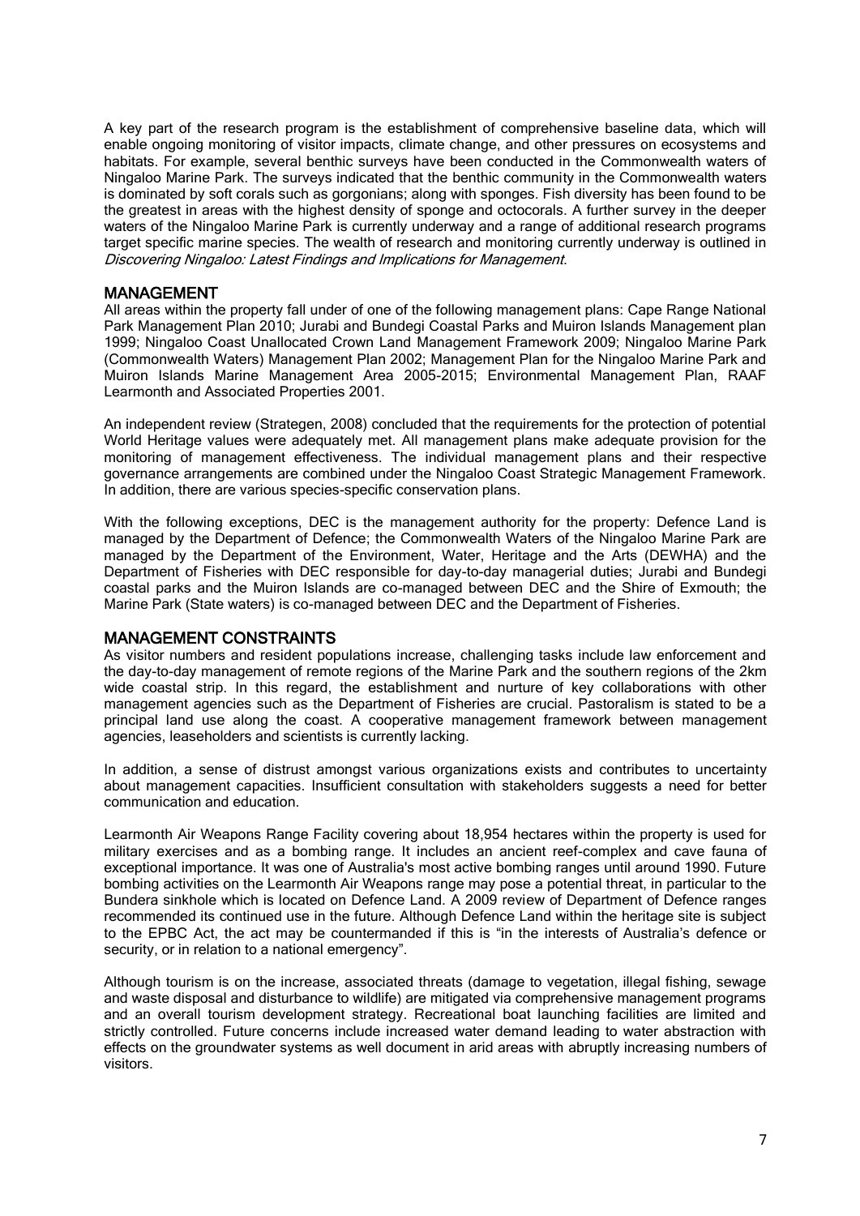A key part of the research program is the establishment of comprehensive baseline data, which will enable ongoing monitoring of visitor impacts, climate change, and other pressures on ecosystems and habitats. For example, several benthic surveys have been conducted in the Commonwealth waters of Ningaloo Marine Park. The surveys indicated that the benthic community in the Commonwealth waters is dominated by soft corals such as gorgonians; along with sponges. Fish diversity has been found to be the greatest in areas with the highest density of sponge and octocorals. A further survey in the deeper waters of the Ningaloo Marine Park is currently underway and a range of additional research programs target specific marine species. The wealth of research and monitoring currently underway is outlined in *Discovering Ningaloo: Latest Findings and Implications for Management*.

## MANAGEMENT

All areas within the property fall under of one of the following management plans: Cape Range National Park Management Plan 2010; Jurabi and Bundegi Coastal Parks and Muiron Islands Management plan 1999; Ningaloo Coast Unallocated Crown Land Management Framework 2009; Ningaloo Marine Park (Commonwealth Waters) Management Plan 2002; Management Plan for the Ningaloo Marine Park and Muiron Islands Marine Management Area 2005-2015; Environmental Management Plan, RAAF Learmonth and Associated Properties 2001.

An independent review (Strategen, 2008) concluded that the requirements for the protection of potential World Heritage values were adequately met. All management plans make adequate provision for the monitoring of management effectiveness. The individual management plans and their respective governance arrangements are combined under the Ningaloo Coast Strategic Management Framework. In addition, there are various species-specific conservation plans.

With the following exceptions, DEC is the management authority for the property: Defence Land is managed by the Department of Defence; the Commonwealth Waters of the Ningaloo Marine Park are managed by the Department of the Environment, Water, Heritage and the Arts (DEWHA) and the Department of Fisheries with DEC responsible for day-to-day managerial duties; Jurabi and Bundegi coastal parks and the Muiron Islands are co-managed between DEC and the Shire of Exmouth; the Marine Park (State waters) is co-managed between DEC and the Department of Fisheries.

## MANAGEMENT CONSTRAINTS

As visitor numbers and resident populations increase, challenging tasks include law enforcement and the day-to-day management of remote regions of the Marine Park and the southern regions of the 2km wide coastal strip. In this regard, the establishment and nurture of key collaborations with other management agencies such as the Department of Fisheries are crucial. Pastoralism is stated to be a principal land use along the coast. A cooperative management framework between management agencies, leaseholders and scientists is currently lacking.

In addition, a sense of distrust amongst various organizations exists and contributes to uncertainty about management capacities. Insufficient consultation with stakeholders suggests a need for better communication and education.

Learmonth Air Weapons Range Facility covering about 18,954 hectares within the property is used for military exercises and as a bombing range. It includes an ancient reef-complex and cave fauna of exceptional importance. It was one of Australia's most active bombing ranges until around 1990. Future bombing activities on the Learmonth Air Weapons range may pose a potential threat, in particular to the Bundera sinkhole which is located on Defence Land. A 2009 review of Department of Defence ranges recommended its continued use in the future. Although Defence Land within the heritage site is subject to the EPBC Act, the act may be countermanded if this is "in the interests of Australia's defence or security, or in relation to a national emergency".

Although tourism is on the increase, associated threats (damage to vegetation, illegal fishing, sewage and waste disposal and disturbance to wildlife) are mitigated via comprehensive management programs and an overall tourism development strategy. Recreational boat launching facilities are limited and strictly controlled. Future concerns include increased water demand leading to water abstraction with effects on the groundwater systems as well document in arid areas with abruptly increasing numbers of visitors.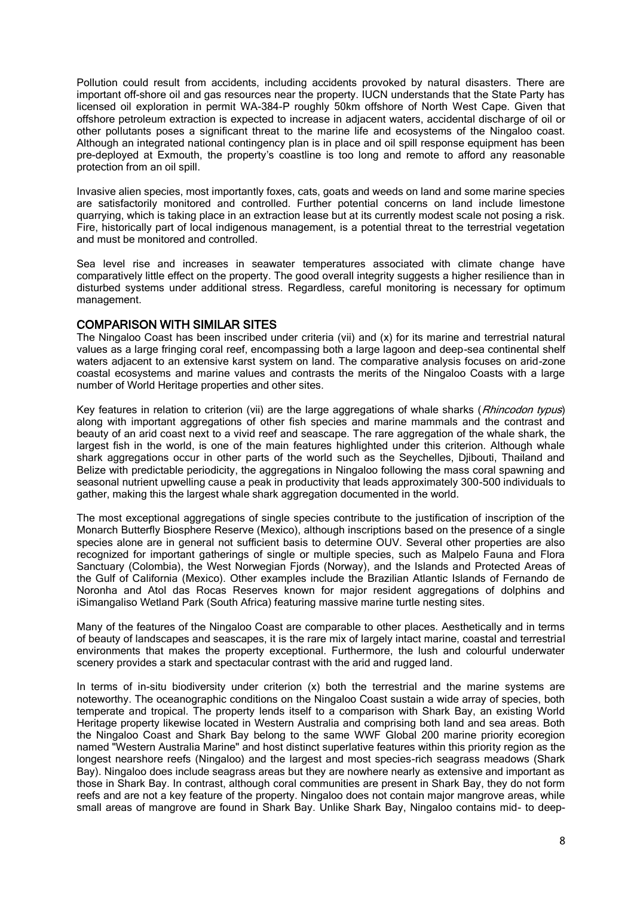Pollution could result from accidents, including accidents provoked by natural disasters. There are important off-shore oil and gas resources near the property. IUCN understands that the State Party has licensed oil exploration in permit WA-384-P roughly 50km offshore of North West Cape. Given that offshore petroleum extraction is expected to increase in adjacent waters, accidental discharge of oil or other pollutants poses a significant threat to the marine life and ecosystems of the Ningaloo coast. Although an integrated national contingency plan is in place and oil spill response equipment has been pre-deployed at Exmouth, the property's coastline is too long and remote to afford any reasonable protection from an oil spill.

Invasive alien species, most importantly foxes, cats, goats and weeds on land and some marine species are satisfactorily monitored and controlled. Further potential concerns on land include limestone quarrying, which is taking place in an extraction lease but at its currently modest scale not posing a risk. Fire, historically part of local indigenous management, is a potential threat to the terrestrial vegetation and must be monitored and controlled.

Sea level rise and increases in seawater temperatures associated with climate change have comparatively little effect on the property. The good overall integrity suggests a higher resilience than in disturbed systems under additional stress. Regardless, careful monitoring is necessary for optimum management.

## COMPARISON WITH SIMILAR SITES

The Ningaloo Coast has been inscribed under criteria (vii) and (x) for its marine and terrestrial natural values as a large fringing coral reef, encompassing both a large lagoon and deep-sea continental shelf waters adjacent to an extensive karst system on land. The comparative analysis focuses on arid-zone coastal ecosystems and marine values and contrasts the merits of the Ningaloo Coasts with a large number of World Heritage properties and other sites.

Key features in relation to criterion (vii) are the large aggregations of whale sharks (*Rhincodon typus*) along with important aggregations of other fish species and marine mammals and the contrast and beauty of an arid coast next to a vivid reef and seascape. The rare aggregation of the whale shark, the largest fish in the world, is one of the main features highlighted under this criterion. Although whale shark aggregations occur in other parts of the world such as the Seychelles, Djibouti, Thailand and Belize with predictable periodicity, the aggregations in Ningaloo following the mass coral spawning and seasonal nutrient upwelling cause a peak in productivity that leads approximately 300-500 individuals to gather, making this the largest whale shark aggregation documented in the world.

The most exceptional aggregations of single species contribute to the justification of inscription of the Monarch Butterfly Biosphere Reserve (Mexico), although inscriptions based on the presence of a single species alone are in general not sufficient basis to determine OUV. Several other properties are also recognized for important gatherings of single or multiple species, such as Malpelo Fauna and Flora Sanctuary (Colombia), the West Norwegian Fjords (Norway), and the Islands and Protected Areas of the Gulf of California (Mexico). Other examples include the Brazilian Atlantic Islands of Fernando de Noronha and Atol das Rocas Reserves known for major resident aggregations of dolphins and iSimangaliso Wetland Park (South Africa) featuring massive marine turtle nesting sites.

Many of the features of the Ningaloo Coast are comparable to other places. Aesthetically and in terms of beauty of landscapes and seascapes, it is the rare mix of largely intact marine, coastal and terrestrial environments that makes the property exceptional. Furthermore, the lush and colourful underwater scenery provides a stark and spectacular contrast with the arid and rugged land.

In terms of in-situ biodiversity under criterion (x) both the terrestrial and the marine systems are noteworthy. The oceanographic conditions on the Ningaloo Coast sustain a wide array of species, both temperate and tropical. The property lends itself to a comparison with Shark Bay, an existing World Heritage property likewise located in Western Australia and comprising both land and sea areas. Both the Ningaloo Coast and Shark Bay belong to the same WWF Global 200 marine priority ecoregion named "Western Australia Marine" and host distinct superlative features within this priority region as the longest nearshore reefs (Ningaloo) and the largest and most species-rich seagrass meadows (Shark Bay). Ningaloo does include seagrass areas but they are nowhere nearly as extensive and important as those in Shark Bay. In contrast, although coral communities are present in Shark Bay, they do not form reefs and are not a key feature of the property. Ningaloo does not contain major mangrove areas, while small areas of mangrove are found in Shark Bay. Unlike Shark Bay, Ningaloo contains mid- to deep-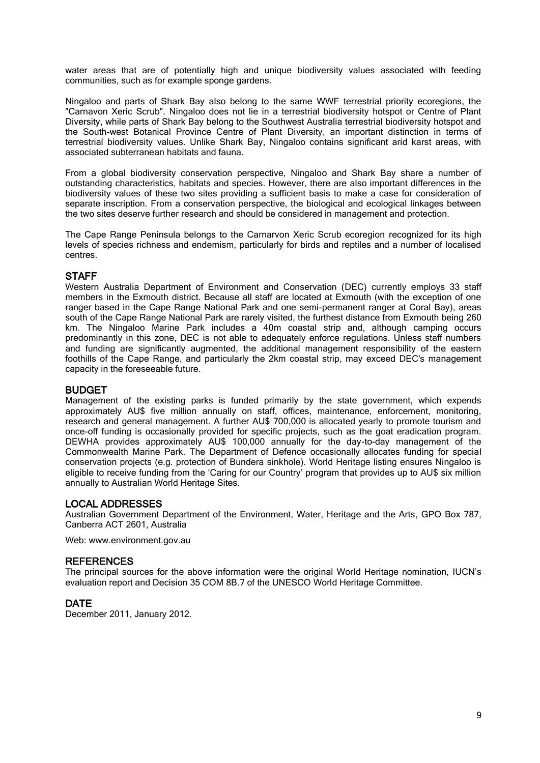water areas that are of potentially high and unique biodiversity values associated with feeding communities, such as for example sponge gardens.

Ningaloo and parts of Shark Bay also belong to the same WWF terrestrial priority ecoregions, the "Carnavon Xeric Scrub". Ningaloo does not lie in a terrestrial biodiversity hotspot or Centre of Plant Diversity, while parts of Shark Bay belong to the Southwest Australia terrestrial biodiversity hotspot and the South-west Botanical Province Centre of Plant Diversity, an important distinction in terms of terrestrial biodiversity values. Unlike Shark Bay, Ningaloo contains significant arid karst areas, with associated subterranean habitats and fauna.

From a global biodiversity conservation perspective, Ningaloo and Shark Bay share a number of outstanding characteristics, habitats and species. However, there are also important differences in the biodiversity values of these two sites providing a sufficient basis to make a case for consideration of separate inscription. From a conservation perspective, the biological and ecological linkages between the two sites deserve further research and should be considered in management and protection.

The Cape Range Peninsula belongs to the Carnarvon Xeric Scrub ecoregion recognized for its high levels of species richness and endemism, particularly for birds and reptiles and a number of localised centres.

## STAFF

Western Australia Department of Environment and Conservation (DEC) currently employs 33 staff members in the Exmouth district. Because all staff are located at Exmouth (with the exception of one ranger based in the Cape Range National Park and one semi-permanent ranger at Coral Bay), areas south of the Cape Range National Park are rarely visited, the furthest distance from Exmouth being 260 km. The Ningaloo Marine Park includes a 40m coastal strip and, although camping occurs predominantly in this zone, DEC is not able to adequately enforce regulations. Unless staff numbers and funding are significantly augmented, the additional management responsibility of the eastern foothills of the Cape Range, and particularly the 2km coastal strip, may exceed DEC's management capacity in the foreseeable future.

## BUDGET

Management of the existing parks is funded primarily by the state government, which expends approximately AU$ five million annually on staff, offices, maintenance, enforcement, monitoring, research and general management. A further AU$ 700,000 is allocated yearly to promote tourism and once-off funding is occasionally provided for specific projects, such as the goat eradication program. DEWHA provides approximately AU$ 100,000 annually for the day-to-day management of the Commonwealth Marine Park. The Department of Defence occasionally allocates funding for special conservation projects (e.g. protection of Bundera sinkhole). World Heritage listing ensures Ningaloo is eligible to receive funding from the 'Caring for our Country' program that provides up to AU$ six million annually to Australian World Heritage Sites.

## LOCAL ADDRESSES

Australian Government Department of the Environment, Water, Heritage and the Arts, GPO Box 787, Canberra ACT 2601, Australia

Web: www.environment.gov.au

## REFERENCES

The principal sources for the above information were the original World Heritage nomination, IUCN's evaluation report and Decision 35 COM 8B.7 of the UNESCO World Heritage Committee.

## DATE

December 2011, January 2012.